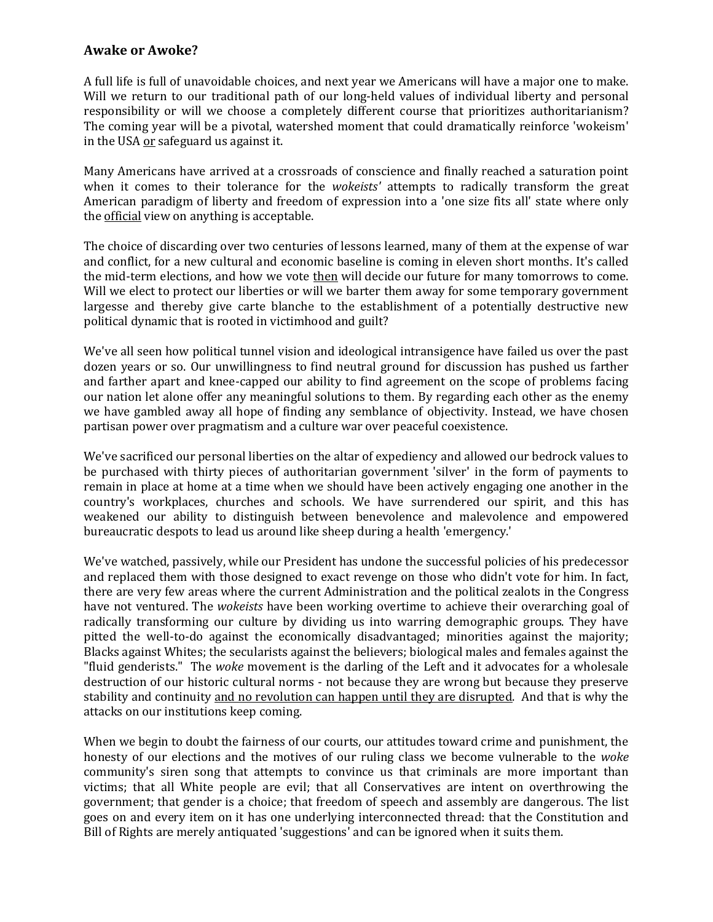## Awake or Awoke?

A full life is full of unavoidable choices, and next year we Americans will have a major one to make. Will we return to our traditional path of our long-held values of individual liberty and personal responsibility or will we choose a completely different course that prioritizes authoritarianism? The coming year will be a pivotal, watershed moment that could dramatically reinforce 'wokeism' in the USA <u>or</u> safeguard us against it.

Many Americans have arrived at a crossroads of conscience and finally reached a saturation point when it comes to their tolerance for the *wokeists'* attempts to radically transform the great American paradigm of liberty and freedom of expression into a 'one size fits all' state where only the <u>official</u> view on anything is acceptable.

The choice of discarding over two centuries of lessons learned, many of them at the expense of war and conflict, for a new cultural and economic baseline is coming in eleven short months. It's called the mid-term elections, and how we vote <u>then</u> will decide our future for many tomorrows to come. Will we elect to protect our liberties or will we barter them away for some temporary government largesse and thereby give carte blanche to the establishment of a potentially destructive new political dynamic that is rooted in victimhood and guilt?

We've all seen how political tunnel vision and ideological intransigence have failed us over the past dozen years or so. Our unwillingness to find neutral ground for discussion has pushed us farther and farther apart and knee-capped our ability to find agreement on the scope of problems facing our nation let alone offer any meaningful solutions to them. By regarding each other as the enemy we have gambled away all hope of finding any semblance of objectivity. Instead, we have chosen partisan power over pragmatism and a culture war over peaceful coexistence.

We've sacrificed our personal liberties on the altar of expediency and allowed our bedrock values to be purchased with thirty pieces of authoritarian government 'silver' in the form of payments to remain in place at home at a time when we should have been actively engaging one another in the country's workplaces, churches and schools. We have surrendered our spirit, and this has weakened our ability to distinguish between benevolence and malevolence and empowered bureaucratic despots to lead us around like sheep during a health 'emergency.'

We've watched, passively, while our President has undone the successful policies of his predecessor and replaced them with those designed to exact revenge on those who didn't vote for him. In fact, there are very few areas where the current Administration and the political zealots in the Congress have not ventured. The *wokeists* have been working overtime to achieve their overarching goal of radically transforming our culture by dividing us into warring demographic groups. They have pitted the well-to-do against the economically disadvantaged; minorities against the majority; Blacks against Whites; the secularists against the believers; biological males and females against the "fluid genderists." The *woke* movement is the darling of the Left and it advocates for a wholesale destruction of our historic cultural norms - not because they are wrong but because they preserve stability and continuity <u>and no revolution can happen until they are disrupted</u>. And that is why the attacks on our institutions keep coming.

When we begin to doubt the fairness of our courts, our attitudes toward crime and punishment, the honesty of our elections and the motives of our ruling class we become vulnerable to the *woke* community's siren song that attempts to convince us that criminals are more important than victims; that all White people are evil; that all Conservatives are intent on overthrowing the government; that gender is a choice; that freedom of speech and assembly are dangerous. The list goes on and every item on it has one underlying interconnected thread: that the Constitution and Bill of Rights are merely antiquated 'suggestions' and can be ignored when it suits them.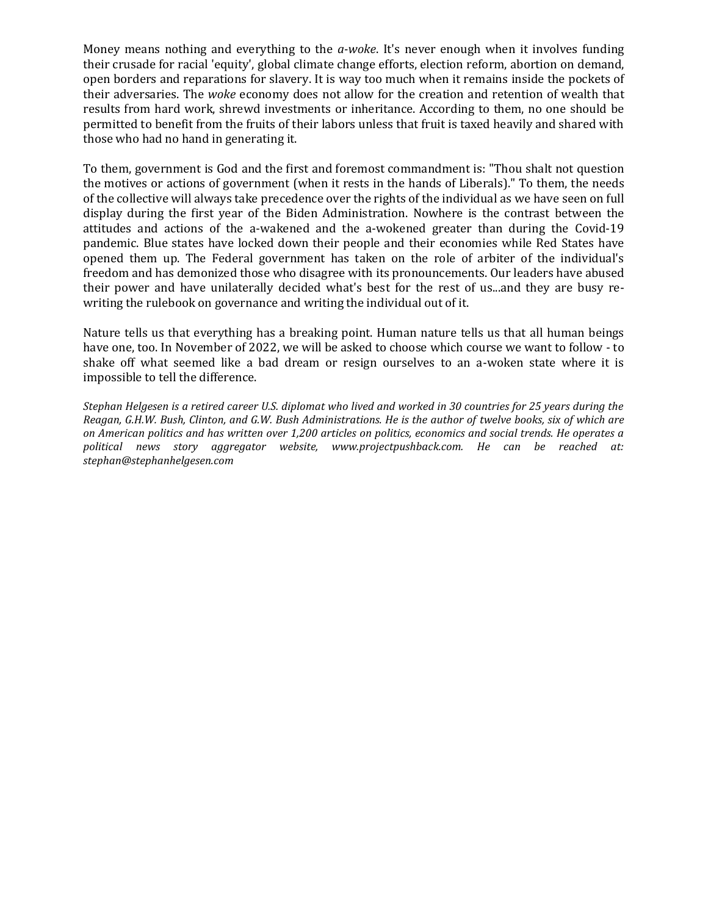Money means nothing and everything to the *a-woke*. It's never enough when it involves funding their crusade for racial 'equity', global climate change efforts, election reform, abortion on demand, open borders and reparations for slavery. It is way too much when it remains inside the pockets of their adversaries. The *woke* economy does not allow for the creation and retention of wealth that results from hard work, shrewd investments or inheritance. According to them, no one should be permitted to benefit from the fruits of their labors unless that fruit is taxed heavily and shared with those who had no hand in generating it.

To them, government is God and the first and foremost commandment is: "Thou shalt not question the motives or actions of government (when it rests in the hands of Liberals)." To them, the needs of the collective will always take precedence over the rights of the individual as we have seen on full display during the first year of the Biden Administration. Nowhere is the contrast between the attitudes and actions of the a-wakened and the a-wokened greater than during the Covid-19 pandemic. Blue states have locked down their people and their economies while Red States have opened them up. The Federal government has taken on the role of arbiter of the individual's freedom and has demonized those who disagree with its pronouncements. Our leaders have abused their power and have unilaterally decided what's best for the rest of us...and they are busy re-writing the rulebook on governance and writing the individual out of it.

Nature tells us that everything has a breaking point. Human nature tells us that all human beings have one, too. In November of 2022, we will be asked to choose which course we want to follow - to shake off what seemed like a bad dream or resign ourselves to an a-woken state where it is impossible to tell the difference.

*Stephan Helgesen is a retired career U.S. diplomat who lived and worked in 30 countries for 25 years during the Reagan, G.H.W. Bush, Clinton, and G.W. Bush Administrations. He is the author of twelve books, six of which are on American politics and has written over 1,200 articles on politics, economics and social trends. He operates a political news story aggregator website, www.projectpushback.com. He can be reached at: stephan@stephanhelgesen.com*